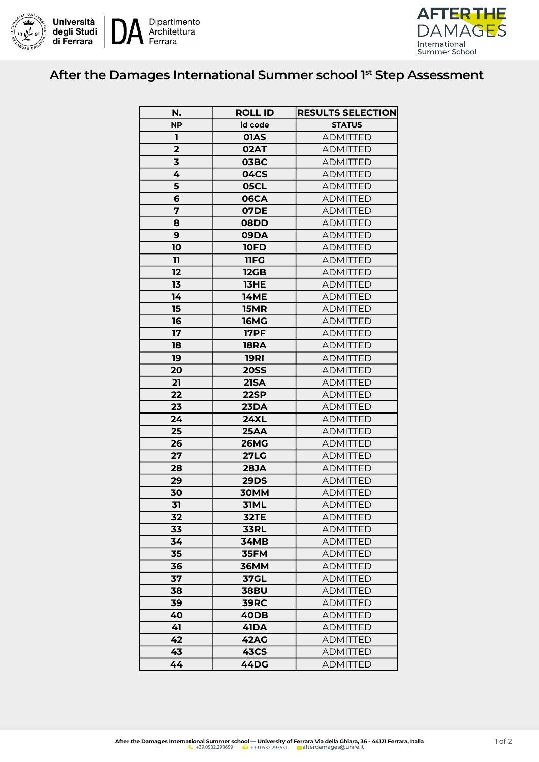Università degli Studi di Ferrara | DA Dipartimento Architettura Ferrara

AFTER THE DAMAGES International Summer School

# After the Damages International Summer school 1st Step Assessment

| N. | ROLL ID | RESULTS SELECTION |
|---|---|---|
| NP | id code | STATUS |
| 1 | 01AS | ADMITTED |
| 2 | 02AT | ADMITTED |
| 3 | 03BC | ADMITTED |
| 4 | 04CS | ADMITTED |
| 5 | 05CL | ADMITTED |
| 6 | 06CA | ADMITTED |
| 7 | 07DE | ADMITTED |
| 8 | 08DD | ADMITTED |
| 9 | 09DA | ADMITTED |
| 10 | 10FD | ADMITTED |
| 11 | 11FG | ADMITTED |
| 12 | 12GB | ADMITTED |
| 13 | 13HE | ADMITTED |
| 14 | 14ME | ADMITTED |
| 15 | 15MR | ADMITTED |
| 16 | 16MG | ADMITTED |
| 17 | 17PF | ADMITTED |
| 18 | 18RA | ADMITTED |
| 19 | 19RI | ADMITTED |
| 20 | 20SS | ADMITTED |
| 21 | 21SA | ADMITTED |
| 22 | 22SP | ADMITTED |
| 23 | 23DA | ADMITTED |
| 24 | 24XL | ADMITTED |
| 25 | 25AA | ADMITTED |
| 26 | 26MG | ADMITTED |
| 27 | 27LG | ADMITTED |
| 28 | 28JA | ADMITTED |
| 29 | 29DS | ADMITTED |
| 30 | 30MM | ADMITTED |
| 31 | 31ML | ADMITTED |
| 32 | 32TE | ADMITTED |
| 33 | 33RL | ADMITTED |
| 34 | 34MB | ADMITTED |
| 35 | 35FM | ADMITTED |
| 36 | 36MM | ADMITTED |
| 37 | 37GL | ADMITTED |
| 38 | 38BU | ADMITTED |
| 39 | 39RC | ADMITTED |
| 40 | 40DB | ADMITTED |
| 41 | 41DA | ADMITTED |
| 42 | 42AG | ADMITTED |
| 43 | 43CS | ADMITTED |
| 44 | 44DG | ADMITTED |

**After the Damages International Summer school — University of Ferrara Via della Ghiara, 36 - 44121 Ferrara, Italia**
+39.0532.293659 +39.0532.293631 afterdamages@unife.it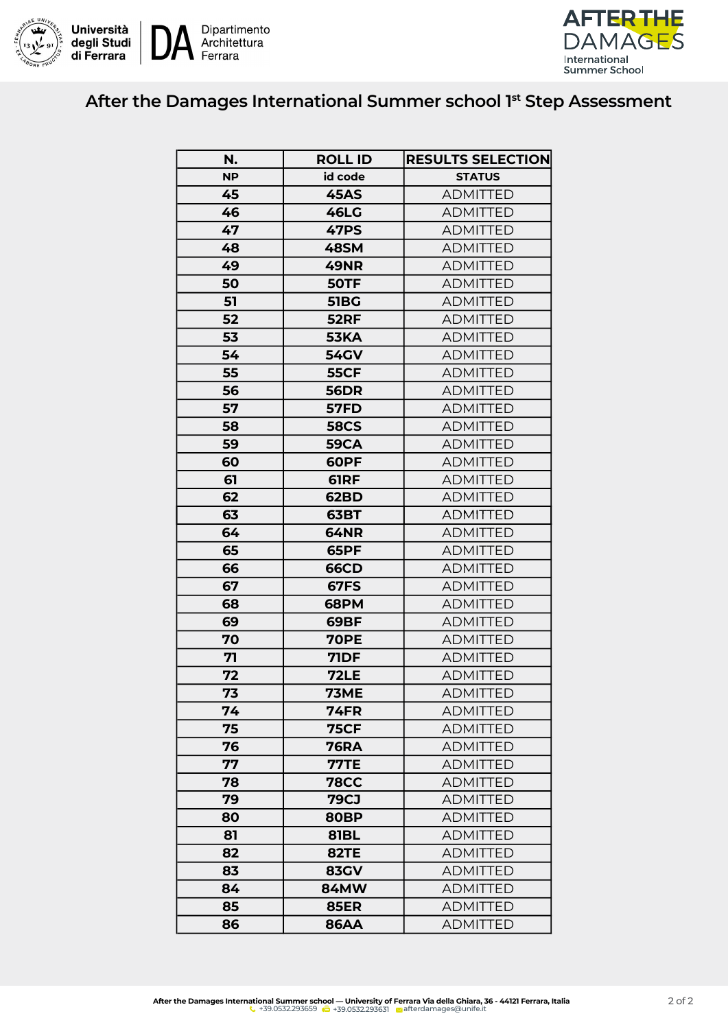Università degli Studi di Ferrara | Dipartimento Architettura Ferrara

AFTER THE DAMAGES International Summer School

# After the Damages International Summer school 1st Step Assessment

| N. | ROLL ID | RESULTS SELECTION |
|---|---|---|
| NP | id code | STATUS |
| 45 | 45AS | ADMITTED |
| 46 | 46LG | ADMITTED |
| 47 | 47PS | ADMITTED |
| 48 | 48SM | ADMITTED |
| 49 | 49NR | ADMITTED |
| 50 | 50TF | ADMITTED |
| 51 | 51BG | ADMITTED |
| 52 | 52RF | ADMITTED |
| 53 | 53KA | ADMITTED |
| 54 | 54GV | ADMITTED |
| 55 | 55CF | ADMITTED |
| 56 | 56DR | ADMITTED |
| 57 | 57FD | ADMITTED |
| 58 | 58CS | ADMITTED |
| 59 | 59CA | ADMITTED |
| 60 | 60PF | ADMITTED |
| 61 | 61RF | ADMITTED |
| 62 | 62BD | ADMITTED |
| 63 | 63BT | ADMITTED |
| 64 | 64NR | ADMITTED |
| 65 | 65PF | ADMITTED |
| 66 | 66CD | ADMITTED |
| 67 | 67FS | ADMITTED |
| 68 | 68PM | ADMITTED |
| 69 | 69BF | ADMITTED |
| 70 | 70PE | ADMITTED |
| 71 | 71DF | ADMITTED |
| 72 | 72LE | ADMITTED |
| 73 | 73ME | ADMITTED |
| 74 | 74FR | ADMITTED |
| 75 | 75CF | ADMITTED |
| 76 | 76RA | ADMITTED |
| 77 | 77TE | ADMITTED |
| 78 | 78CC | ADMITTED |
| 79 | 79CJ | ADMITTED |
| 80 | 80BP | ADMITTED |
| 81 | 81BL | ADMITTED |
| 82 | 82TE | ADMITTED |
| 83 | 83GV | ADMITTED |
| 84 | 84MW | ADMITTED |
| 85 | 85ER | ADMITTED |
| 86 | 86AA | ADMITTED |

**After the Damages International Summer school — University of Ferrara Via della Ghiara, 36 - 44121 Ferrara, Italia**
+39.0532.293659 +39.0532.293631 afterdamages@unife.it